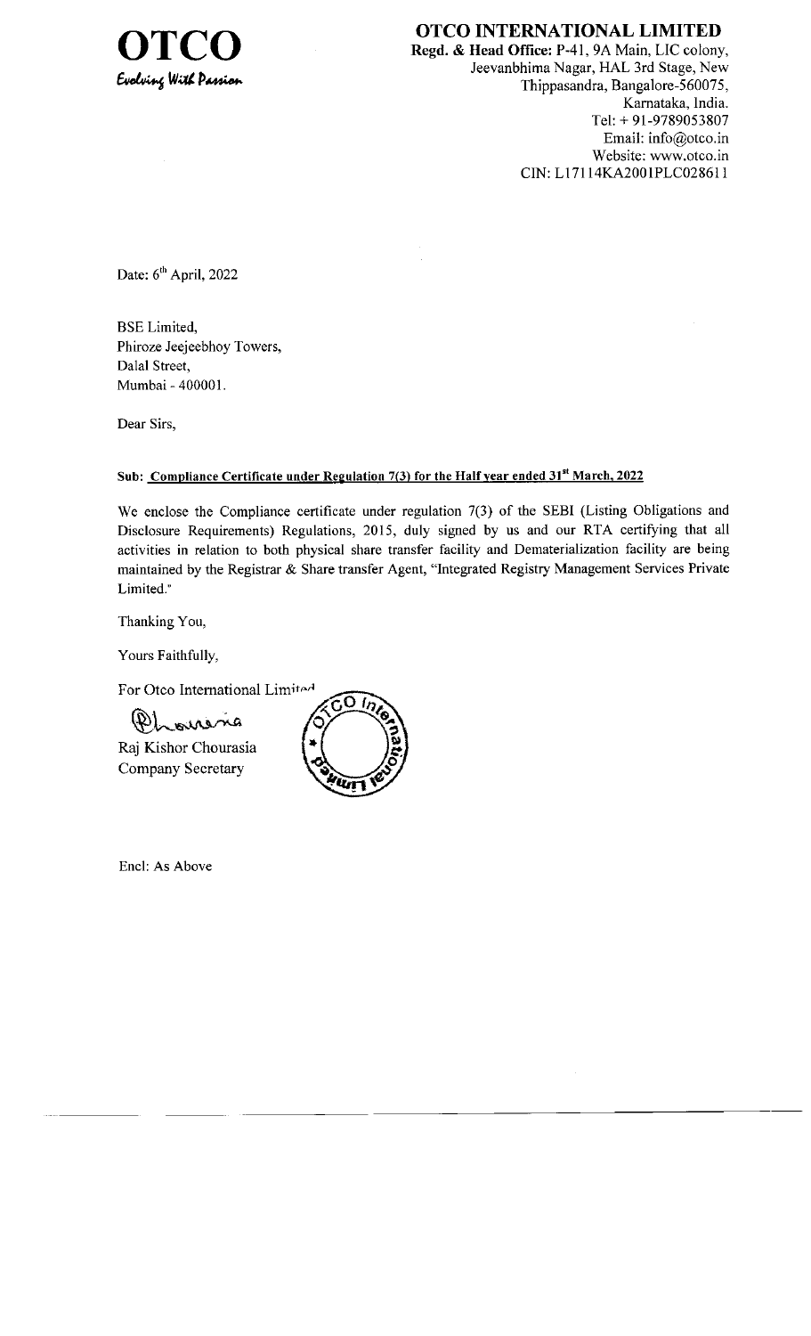**OTCO**
*Evolving With Passion*

# OTCO INTERNATIONAL LIMITED

**Regd. & Head Office:** P-41, 9A Main, LIC colony, Jeevanbhima Nagar, HAL 3rd Stage, New Thippasandra, Bangalore-560075, Karnataka, India.
Tel: + 91-9789053807
Email: info@otco.in
Website: www.otco.in
CIN: L17114KA2001PLC028611

Date: 6th April, 2022

BSE Limited,
Phiroze Jeejeebhoy Towers,
Dalal Street,
Mumbai - 400001.

Dear Sirs,

**Sub: Compliance Certificate under Regulation 7(3) for the Half year ended 31st March, 2022**

We enclose the Compliance certificate under regulation 7(3) of the SEBI (Listing Obligations and Disclosure Requirements) Regulations, 2015, duly signed by us and our RTA certifying that all activities in relation to both physical share transfer facility and Dematerialization facility are being maintained by the Registrar & Share transfer Agent, "Integrated Registry Management Services Private Limited."

Thanking You,

Yours Faithfully,

For Otco International Limited

Raj Kishor Chourasia
Company Secretary

Encl: As Above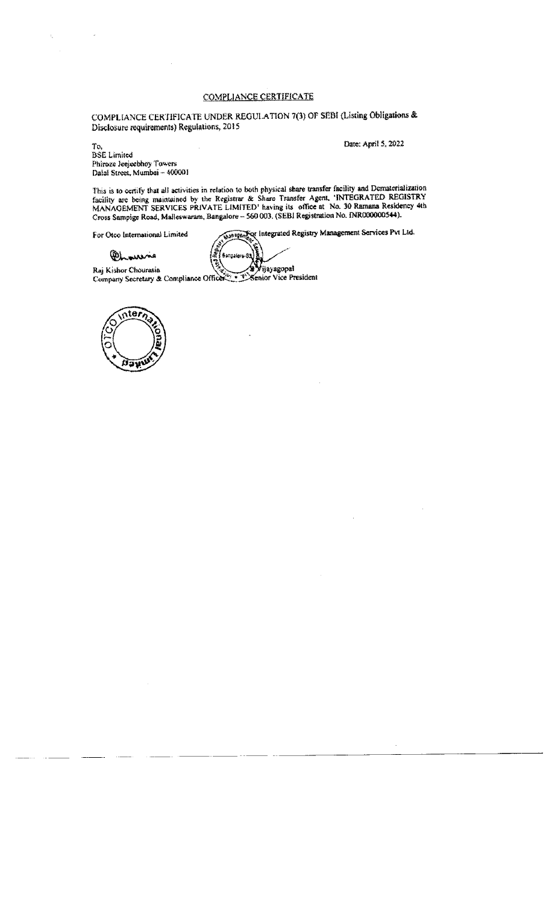# COMPLIANCE CERTIFICATE

COMPLIANCE CERTIFICATE UNDER REGULATION 7(3) OF SEBI (Listing Obligations & Disclosure requirements) Regulations, 2015

To,
BSE Limited
Phiroze Jeejeebhoy Towers
Dalal Street, Mumbai – 400001

Date: April 5, 2022

This is to certify that all activities in relation to both physical share transfer facility and Dematerialization facility are being maintained by the Registrar & Share Transfer Agent, 'INTEGRATED REGISTRY MANAGEMENT SERVICES PRIVATE LIMITED' having its office at No. 30 Ramana Residency 4th Cross Sampige Road, Malleswaram, Bangalore – 560 003. (SEBI Registration No. INR000000544).

For Otco International Limited

Raj Kishor Chourasia
Company Secretary & Compliance Officer

For Integrated Registry Management Services Pvt Ltd.

Vijayagopal
Senior Vice President